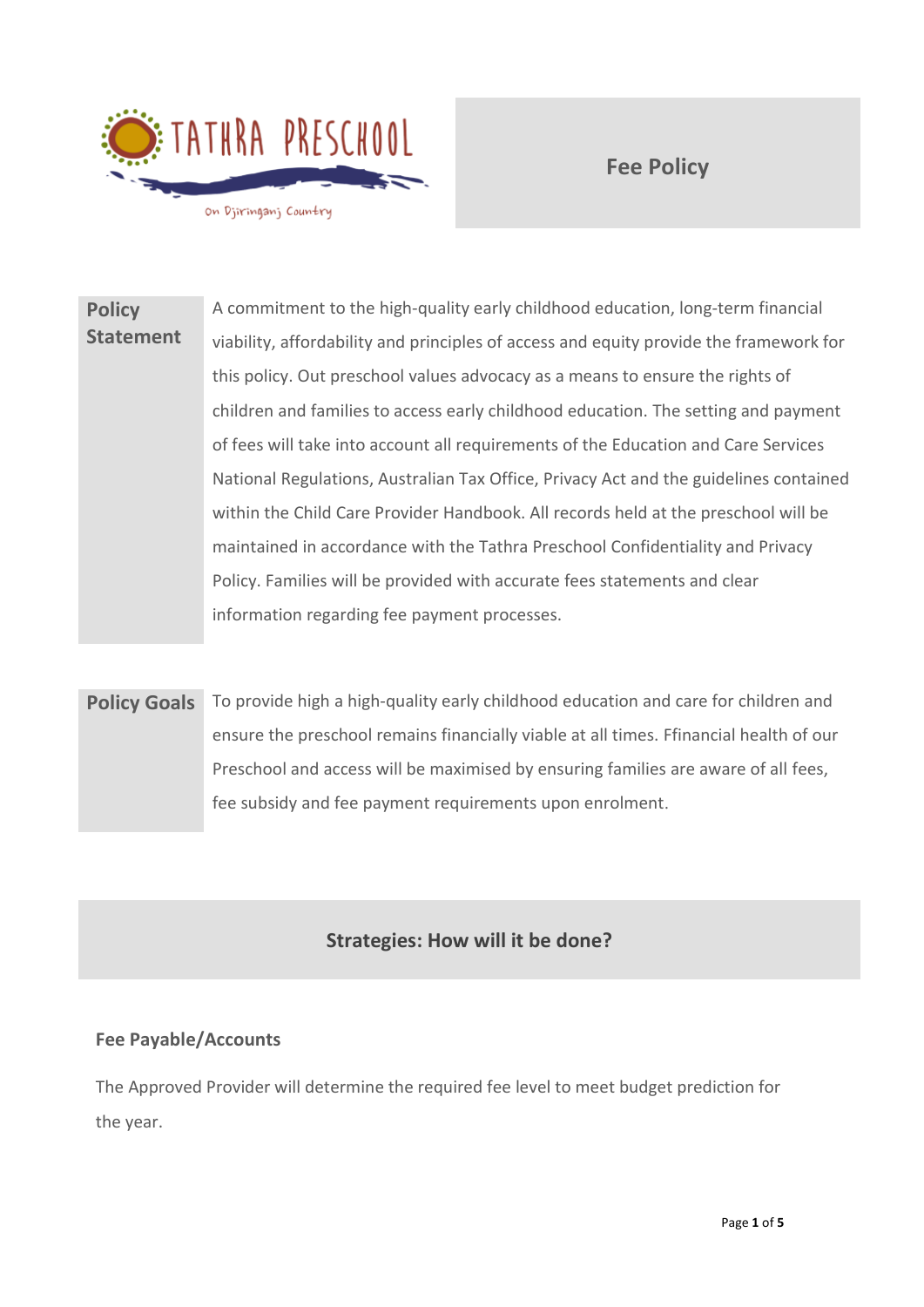TATHRA PRESCHOOL

On Djiringanj Country

# Fee Policy

| Policy Statement | A commitment to the high-quality early childhood education, long-term financial viability, affordability and principles of access and equity provide the framework for this policy. Out preschool values advocacy as a means to ensure the rights of children and families to access early childhood education. The setting and payment of fees will take into account all requirements of the Education and Care Services National Regulations, Australian Tax Office, Privacy Act and the guidelines contained within the Child Care Provider Handbook. All records held at the preschool will be maintained in accordance with the Tathra Preschool Confidentiality and Privacy Policy. Families will be provided with accurate fees statements and clear information regarding fee payment processes. |
|---|---|

| Policy Goals | To provide high a high-quality early childhood education and care for children and ensure the preschool remains financially viable at all times. Ffinancial health of our Preschool and access will be maximised by ensuring families are aware of all fees, fee subsidy and fee payment requirements upon enrolment. |
|---|---|

## Strategies: How will it be done?

### Fee Payable/Accounts

The Approved Provider will determine the required fee level to meet budget prediction for the year.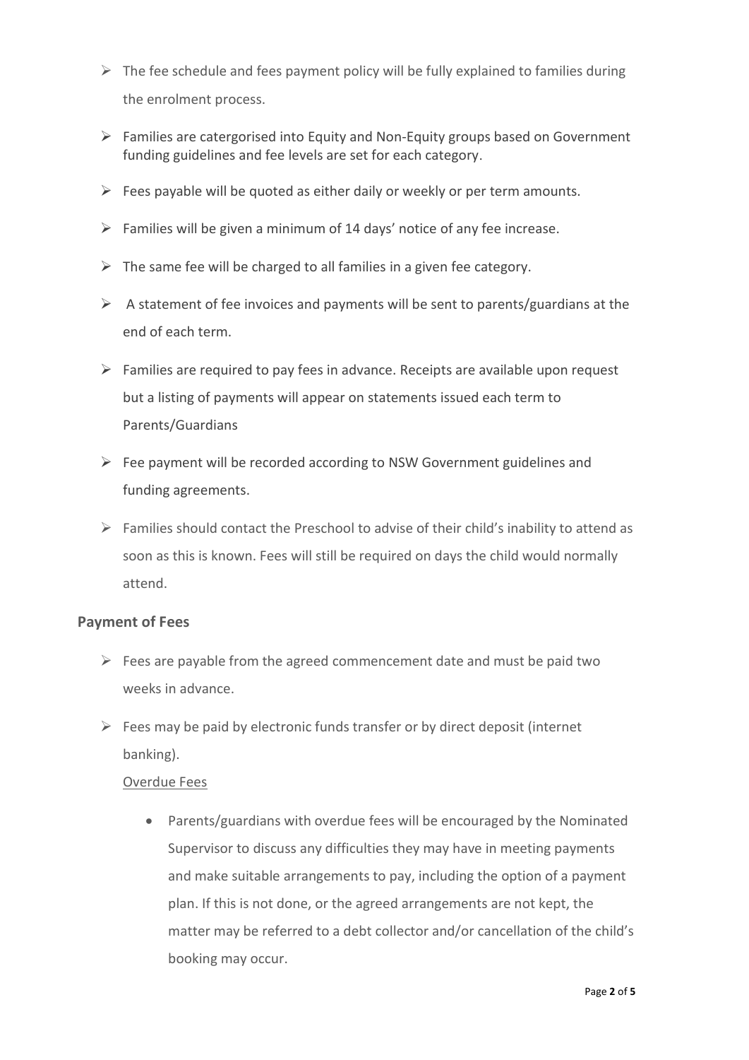- The fee schedule and fees payment policy will be fully explained to families during the enrolment process.
- Families are catergorised into Equity and Non-Equity groups based on Government funding guidelines and fee levels are set for each category.
- Fees payable will be quoted as either daily or weekly or per term amounts.
- Families will be given a minimum of 14 days' notice of any fee increase.
- The same fee will be charged to all families in a given fee category.
- A statement of fee invoices and payments will be sent to parents/guardians at the end of each term.
- Families are required to pay fees in advance. Receipts are available upon request but a listing of payments will appear on statements issued each term to Parents/Guardians
- Fee payment will be recorded according to NSW Government guidelines and funding agreements.
- Families should contact the Preschool to advise of their child's inability to attend as soon as this is known. Fees will still be required on days the child would normally attend.

### Payment of Fees

- Fees are payable from the agreed commencement date and must be paid two weeks in advance.
- Fees may be paid by electronic funds transfer or by direct deposit (internet banking).

  Overdue Fees

  - Parents/guardians with overdue fees will be encouraged by the Nominated Supervisor to discuss any difficulties they may have in meeting payments and make suitable arrangements to pay, including the option of a payment plan. If this is not done, or the agreed arrangements are not kept, the matter may be referred to a debt collector and/or cancellation of the child's booking may occur.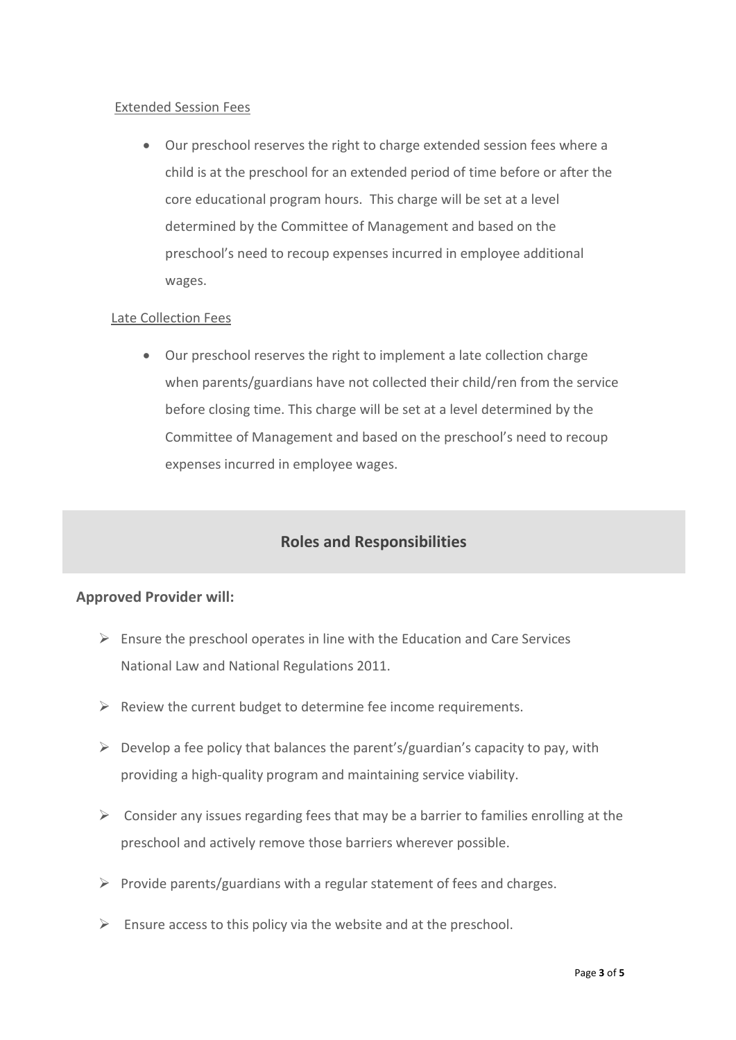Extended Session Fees

- Our preschool reserves the right to charge extended session fees where a child is at the preschool for an extended period of time before or after the core educational program hours. This charge will be set at a level determined by the Committee of Management and based on the preschool's need to recoup expenses incurred in employee additional wages.

Late Collection Fees

- Our preschool reserves the right to implement a late collection charge when parents/guardians have not collected their child/ren from the service before closing time. This charge will be set at a level determined by the Committee of Management and based on the preschool's need to recoup expenses incurred in employee wages.

## Roles and Responsibilities

**Approved Provider will:**

- Ensure the preschool operates in line with the Education and Care Services National Law and National Regulations 2011.
- Review the current budget to determine fee income requirements.
- Develop a fee policy that balances the parent's/guardian's capacity to pay, with providing a high-quality program and maintaining service viability.
- Consider any issues regarding fees that may be a barrier to families enrolling at the preschool and actively remove those barriers wherever possible.
- Provide parents/guardians with a regular statement of fees and charges.
- Ensure access to this policy via the website and at the preschool.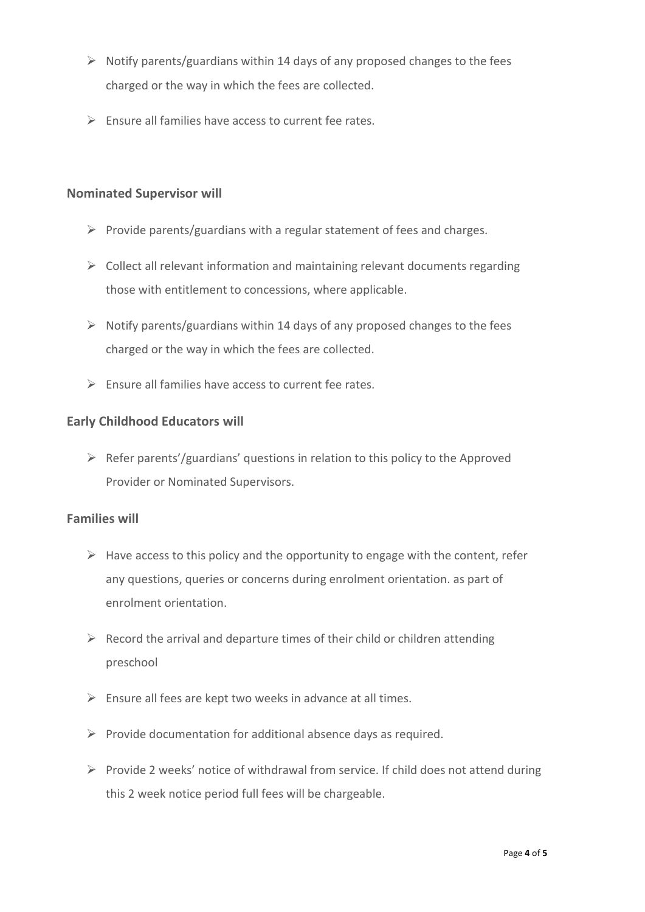- Notify parents/guardians within 14 days of any proposed changes to the fees charged or the way in which the fees are collected.
- Ensure all families have access to current fee rates.

### Nominated Supervisor will

- Provide parents/guardians with a regular statement of fees and charges.
- Collect all relevant information and maintaining relevant documents regarding those with entitlement to concessions, where applicable.
- Notify parents/guardians within 14 days of any proposed changes to the fees charged or the way in which the fees are collected.
- Ensure all families have access to current fee rates.

### Early Childhood Educators will

- Refer parents'/guardians' questions in relation to this policy to the Approved Provider or Nominated Supervisors.

### Families will

- Have access to this policy and the opportunity to engage with the content, refer any questions, queries or concerns during enrolment orientation. as part of enrolment orientation.
- Record the arrival and departure times of their child or children attending preschool
- Ensure all fees are kept two weeks in advance at all times.
- Provide documentation for additional absence days as required.
- Provide 2 weeks' notice of withdrawal from service. If child does not attend during this 2 week notice period full fees will be chargeable.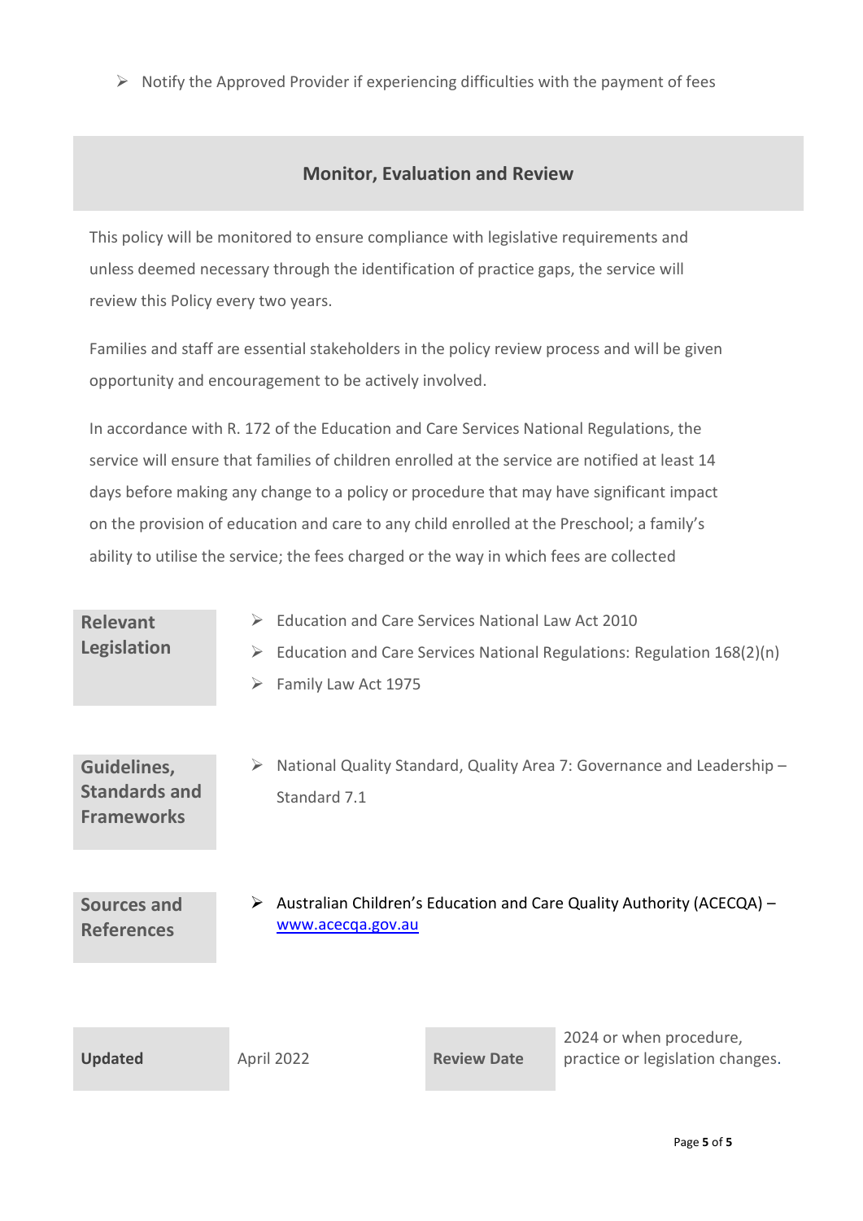- Notify the Approved Provider if experiencing difficulties with the payment of fees

## Monitor, Evaluation and Review

This policy will be monitored to ensure compliance with legislative requirements and unless deemed necessary through the identification of practice gaps, the service will review this Policy every two years.

Families and staff are essential stakeholders in the policy review process and will be given opportunity and encouragement to be actively involved.

In accordance with R. 172 of the Education and Care Services National Regulations, the service will ensure that families of children enrolled at the service are notified at least 14 days before making any change to a policy or procedure that may have significant impact on the provision of education and care to any child enrolled at the Preschool; a family's ability to utilise the service; the fees charged or the way in which fees are collected

**Relevant Legislation**

- Education and Care Services National Law Act 2010
- Education and Care Services National Regulations: Regulation 168(2)(n)
- Family Law Act 1975

**Guidelines, Standards and Frameworks**

- National Quality Standard, Quality Area 7: Governance and Leadership – Standard 7.1

**Sources and References**

- Australian Children's Education and Care Quality Authority (ACECQA) – www.acecqa.gov.au

| | | | |
|---|---|---|---|
| **Updated** | April 2022 | **Review Date** | 2024 or when procedure, practice or legislation changes. |